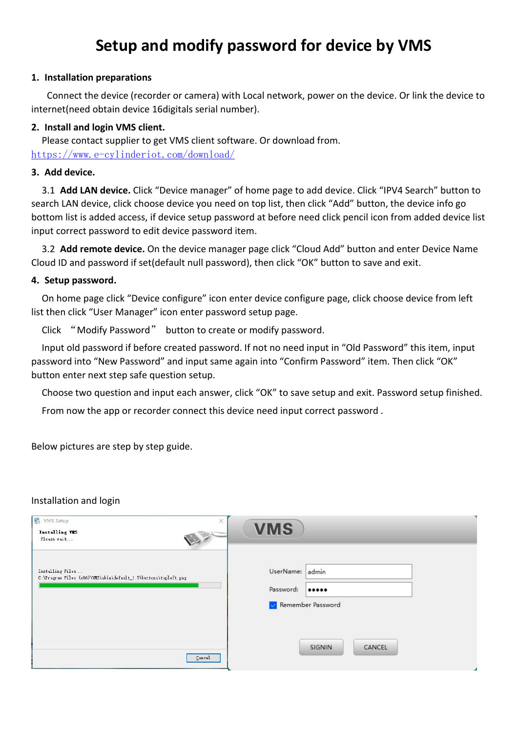# Setup and modify password for device by VMS

## 1. Installation preparations

Connect the device (recorder or camera) with Local network, power on the device. Or link the device to internet(need obtain device 16digitals serial number).

## 2. Install and login VMS client.

Please contact supplier to get VMS client software. Or download from.
https://www.e-cylinderiot.com/download/

## 3. Add device.

3.1 **Add LAN device.** Click "Device manager" of home page to add device. Click "IPV4 Search" button to search LAN device, click choose device you need on top list, then click "Add" button, the device info go bottom list is added access, if device setup password at before need click pencil icon from added device list input correct password to edit device password item.

3.2 **Add remote device.** On the device manager page click "Cloud Add" button and enter Device Name Cloud ID and password if set(default null password), then click "OK" button to save and exit.

## 4. Setup password.

On home page click "Device configure" icon enter device configure page, click choose device from left list then click "User Manager" icon enter password setup page.

Click "Modify Password" button to create or modify password.

Input old password if before created password. If not no need input in "Old Password" this item, input password into "New Password" and input same again into "Confirm Password" item. Then click "OK" button enter next step safe question setup.

Choose two question and input each answer, click "OK" to save setup and exit. Password setup finished.

From now the app or recorder connect this device need input correct password .

Below pictures are step by step guide.

Installation and login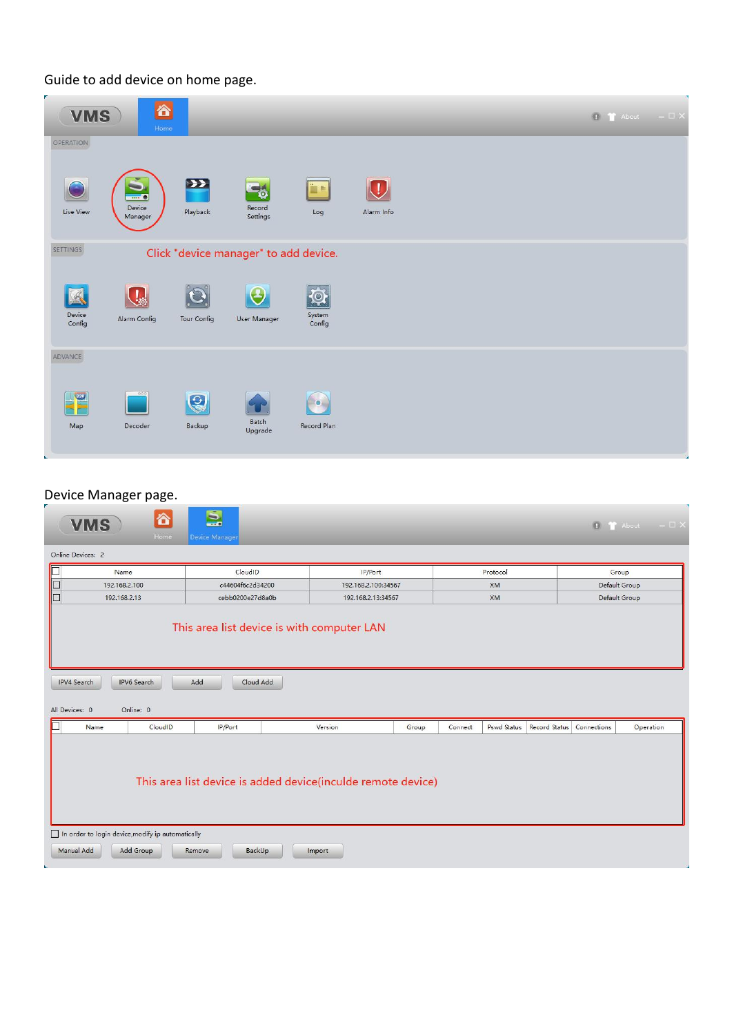Guide to add device on home page.

VMS | Home | About

OPERATION

Live View | Device Manager | Playback | Record Settings | Log | Alarm Info

SETTINGS

Click "device manager" to add device.

Device Config | Alarm Config | Tour Config | User Manager | System Config

ADVANCE

Map | Decoder | Backup | Batch Upgrade | Record Plan

Device Manager page.

VMS | Home | Device Manager | About

Online Devices: 2

| | Name | CloudID | IP/Port | Protocol | Group |
|---|---|---|---|---|---|
| ☐ | 192.168.2.100 | c44604f6c2d34200 | 192.168.2.100:34567 | XM | Default Group |
| ☐ | 192.168.2.13 | cebb0200e27d8a0b | 192.168.2.13:34567 | XM | Default Group |

This area list device is with computer LAN

IPV4 Search | IPV6 Search | Add | Cloud Add

All Devices: 0 Online: 0

| | Name | CloudID | IP/Port | Version | Group | Connect | Pswd Status | Record Status | Connections | Operation |
|---|---|---|---|---|---|---|---|---|---|---|

This area list device is added device(inculde remote device)

☐ In order to login device,modify ip automatically

Manual Add | Add Group | Remove | BackUp | Import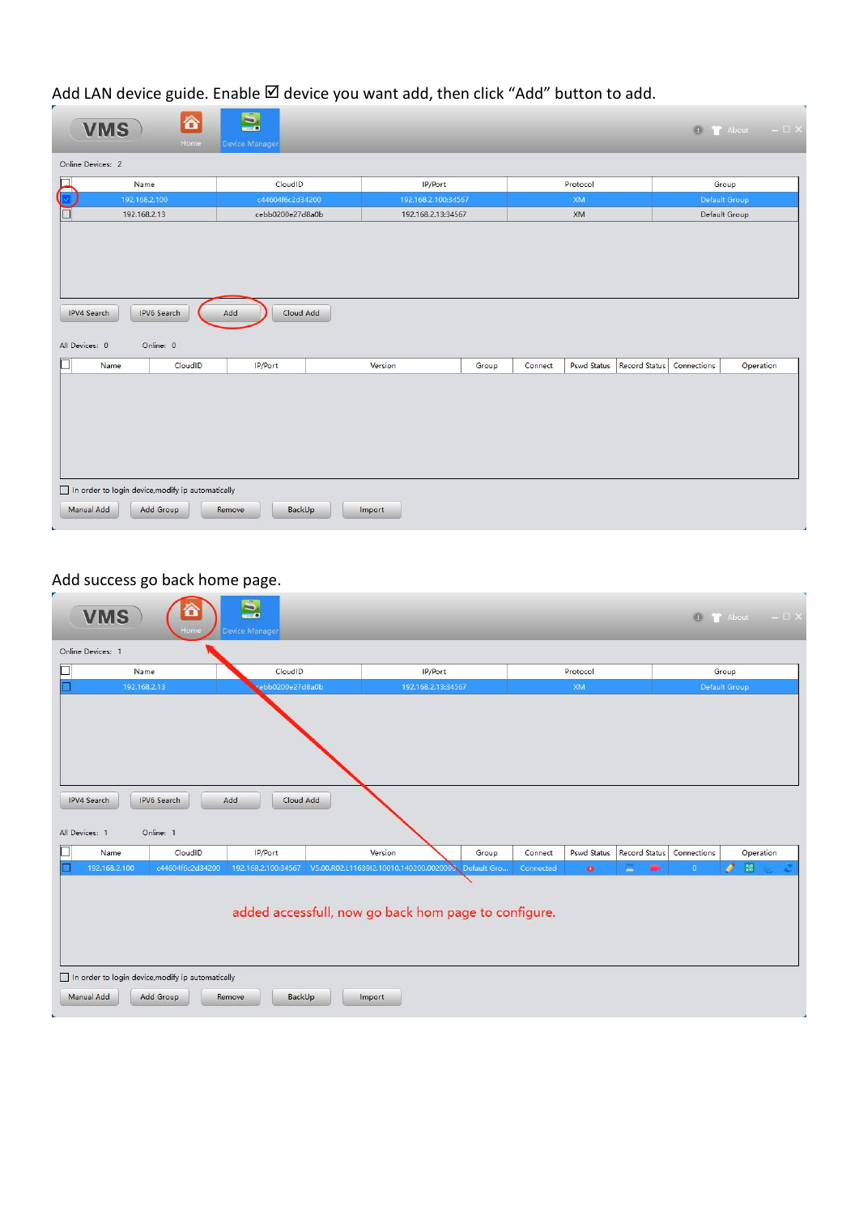Add LAN device guide. Enable ☑ device you want add, then click “Add” button to add.

Add success go back home page.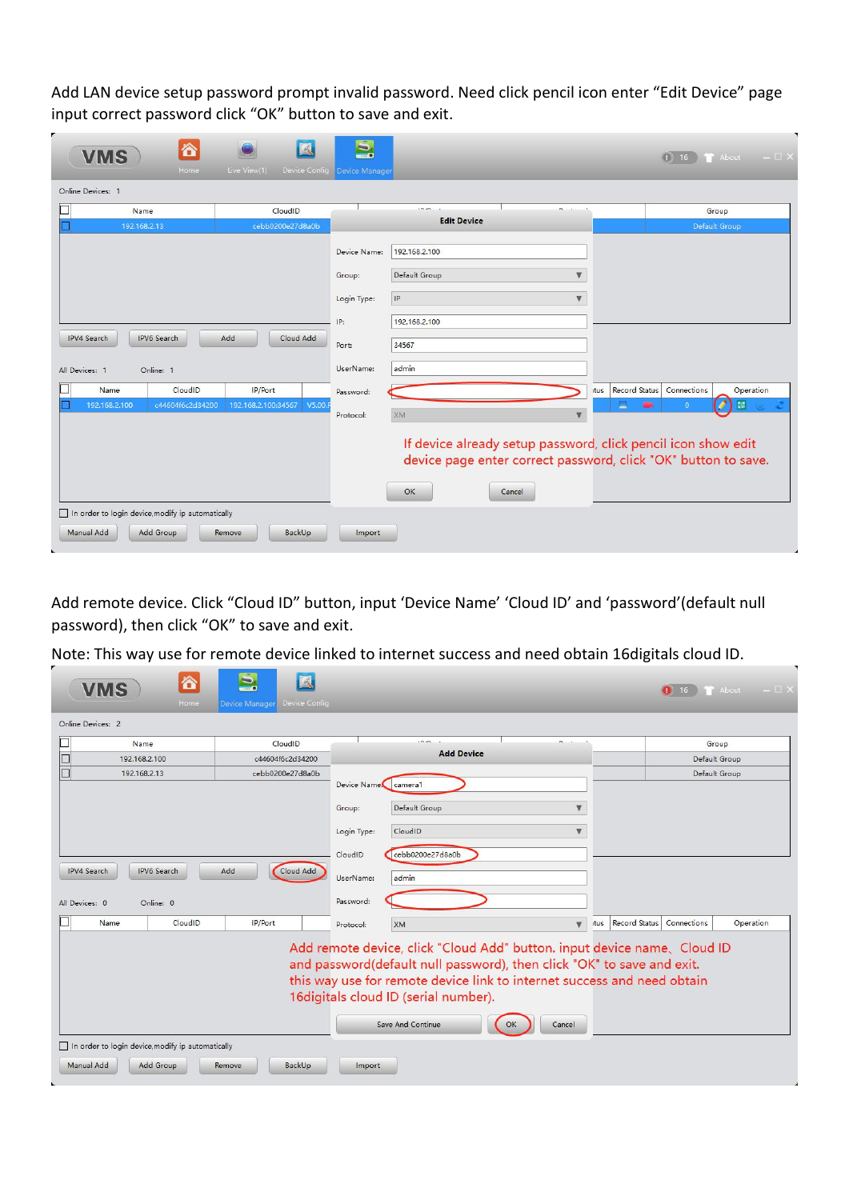Add LAN device setup password prompt invalid password. Need click pencil icon enter "Edit Device" page input correct password click "OK" button to save and exit.

VMS | Home | Live View(1) | Device Config | Device Manager | 16 | About

Online Devices: 1

| Name | CloudID | | | Group |
|---|---|---|---|---|
| 192.168.2.13 | cebb0200e27d8a0b | | | Default Group |

IPV4 Search | IPV6 Search | Add | Cloud Add

All Devices: 1 Online: 1

| Name | CloudID | IP/Port | | Status | Record Status | Connections | Operation |
|---|---|---|---|---|---|---|---|
| 192.168.2.100 | c44604f6c2d34200 | 192.168.2.100:34567 | V5.00.R | | | 0 | |

**Edit Device**

- Device Name: 192.168.2.100
- Group: Default Group
- Login Type: IP
- IP: 192.168.2.100
- Port: 34567
- UserName: admin
- Password:
- Protocol: XM

If device already setup password, click pencil icon show edit device page enter correct password, click "OK" button to save.

OK | Cancel

In order to login device,modify ip automatically

Manual Add | Add Group | Remove | BackUp | Import

Add remote device. Click "Cloud ID" button, input 'Device Name' 'Cloud ID' and 'password'(default null password), then click "OK" to save and exit.

Note: This way use for remote device linked to internet success and need obtain 16digitals cloud ID.

VMS | Home | Device Manager | Device Config | 16 | About

Online Devices: 2

| Name | CloudID | | | Group |
|---|---|---|---|---|
| 192.168.2.100 | c44604f6c2d34200 | | | Default Group |
| 192.168.2.13 | cebb0200e27d8a0b | | | Default Group |

IPV4 Search | IPV6 Search | Add | Cloud Add

All Devices: 0 Online: 0

| Name | CloudID | IP/Port | Status | Record Status | Connections | Operation |
|---|---|---|---|---|---|---|

**Add Device**

- Device Name: camera1
- Group: Default Group
- Login Type: CloudID
- CloudID: cebb0200e27d8a0b
- UserName: admin
- Password:
- Protocol: XM

Add remote device, click "Cloud Add" button. input device name、Cloud ID and password(default null password), then click "OK" to save and exit. this way use for remote device link to internet success and need obtain 16digitals cloud ID (serial number).

Save And Continue | OK | Cancel

In order to login device,modify ip automatically

Manual Add | Add Group | Remove | BackUp | Import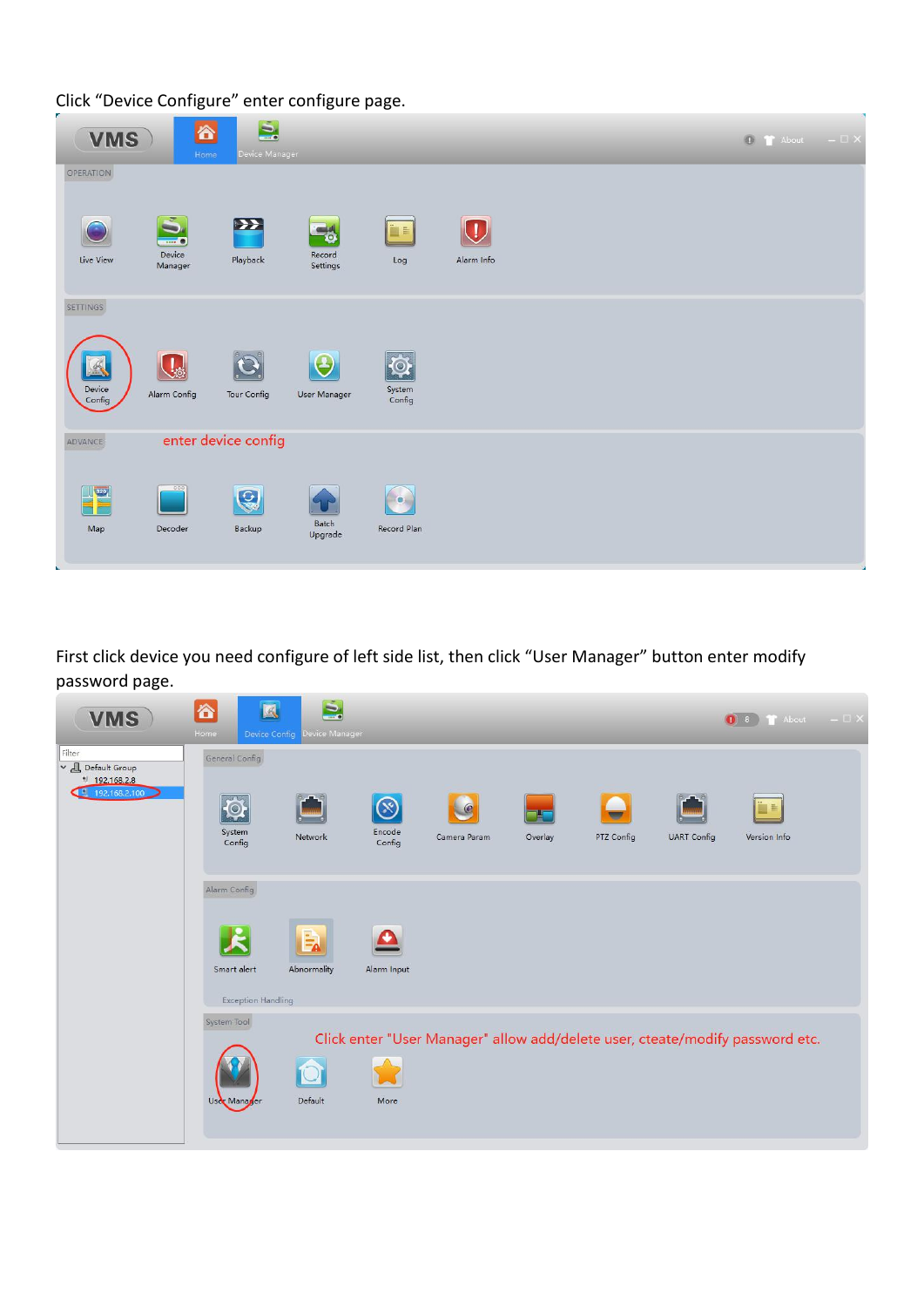Click “Device Configure” enter configure page.

First click device you need configure of left side list, then click “User Manager” button enter modify password page.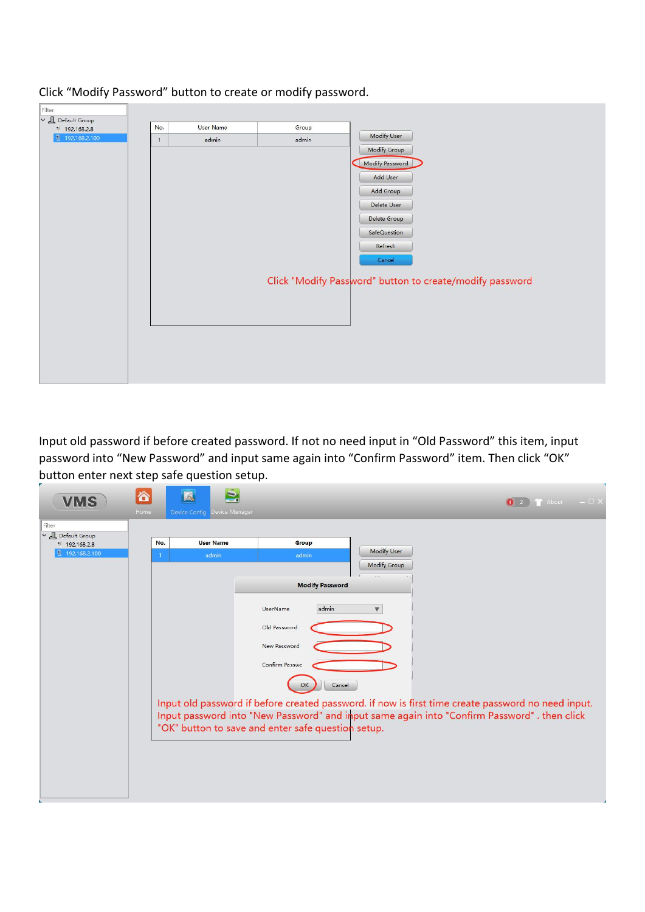Click “Modify Password” button to create or modify password.

Input old password if before created password. If not no need input in “Old Password” this item, input password into “New Password” and input same again into “Confirm Password” item. Then click “OK” button enter next step safe question setup.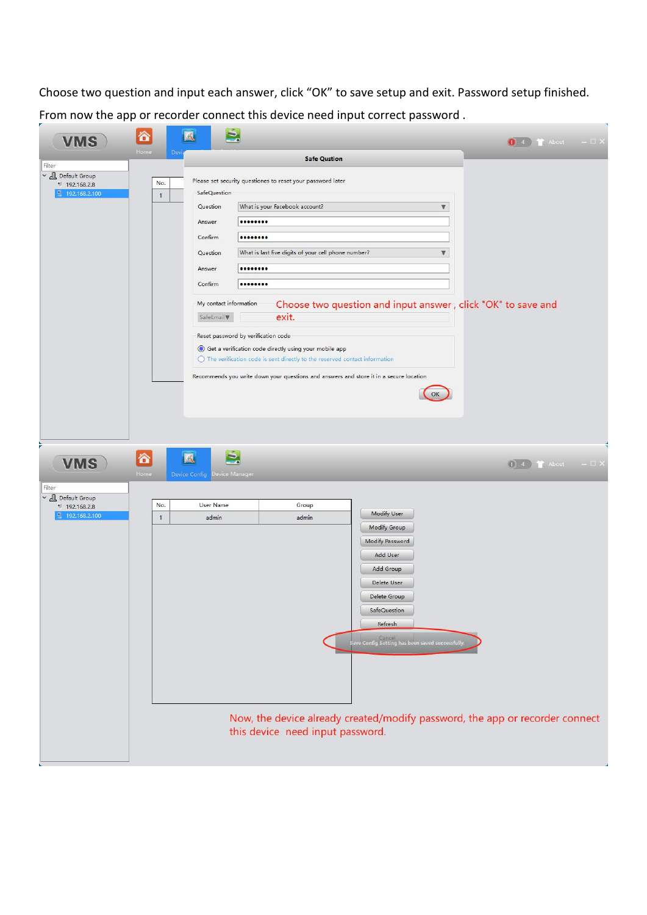Choose two question and input each answer, click “OK” to save setup and exit. Password setup finished.

From now the app or recorder connect this device need input correct password .

VMS

Home

Device Config

Device Manager

About

Filter

Default Group

192.168.2.8

192.168.2.100

**Safe Qustion**

Please set security questions to reset your password later

SafeQuestion

Question: What is your Facebook account?

Answer: ••••••••

Confirm: ••••••••

Question: What is last five digits of your cell phone number?

Answer: ••••••••

Confirm: ••••••••

My contact information

SafeEmail

Choose two question and input answer , click "OK" to save and exit.

Reset password by verification code

Get a verification code directly using your mobile app

The verification code is sent directly to the reserved contact information

Recommends you write down your questions and answers and store it in a secure location

OK

VMS

Home

Device Config

Device Manager

About

Filter

Default Group

192.168.2.8

192.168.2.100

| No. | User Name | Group |
|---|---|---|
| 1 | admin | admin |

Modify User

Modify Group

Modify Password

Add User

Add Group

Delete User

Delete Group

SafeQuestion

Refresh

Cancel

Save Config Setting has been saved successfully.

Now, the device already created/modify password, the app or recorder connect this device need input password.